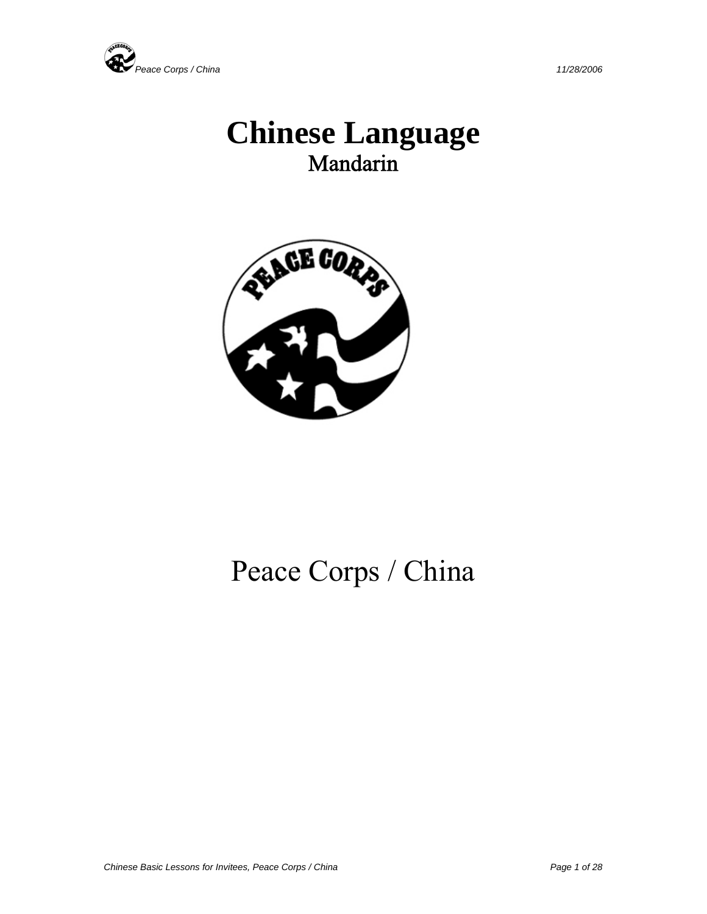# Chinese Language

## Mandarin

Peace Corps / China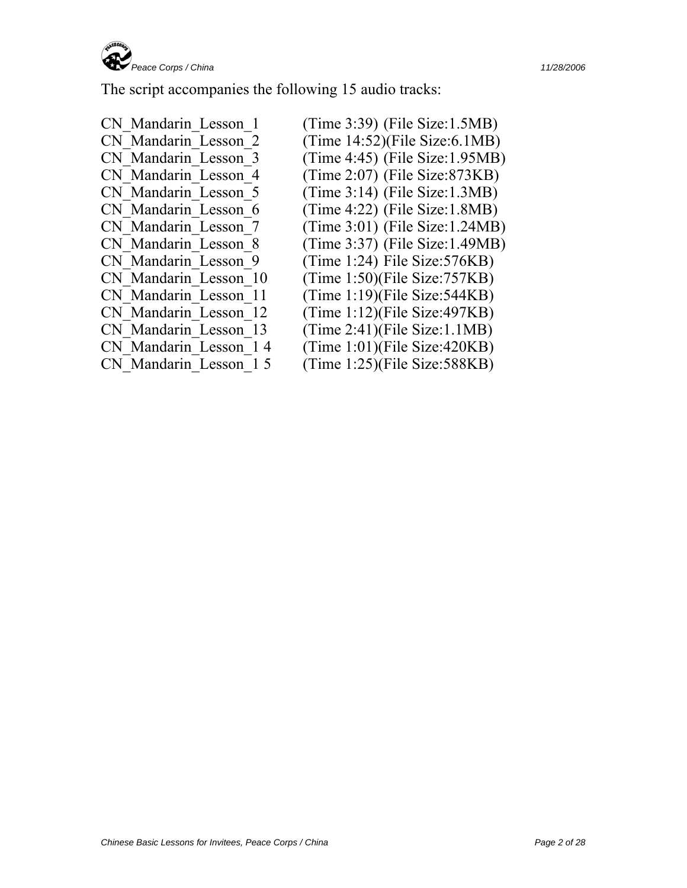The script accompanies the following 15 audio tracks:

| | |
|---|---|
| CN_Mandarin_Lesson_1 | (Time 3:39) (File Size:1.5MB) |
| CN_Mandarin_Lesson_2 | (Time 14:52)(File Size:6.1MB) |
| CN_Mandarin_Lesson_3 | (Time 4:45) (File Size:1.95MB) |
| CN_Mandarin_Lesson_4 | (Time 2:07) (File Size:873KB) |
| CN_Mandarin_Lesson_5 | (Time 3:14) (File Size:1.3MB) |
| CN_Mandarin_Lesson_6 | (Time 4:22) (File Size:1.8MB) |
| CN_Mandarin_Lesson_7 | (Time 3:01) (File Size:1.24MB) |
| CN_Mandarin_Lesson_8 | (Time 3:37) (File Size:1.49MB) |
| CN_Mandarin_Lesson_9 | (Time 1:24) File Size:576KB) |
| CN_Mandarin_Lesson_10 | (Time 1:50)(File Size:757KB) |
| CN_Mandarin_Lesson_11 | (Time 1:19)(File Size:544KB) |
| CN_Mandarin_Lesson_12 | (Time 1:12)(File Size:497KB) |
| CN_Mandarin_Lesson_13 | (Time 2:41)(File Size:1.1MB) |
| CN_Mandarin_Lesson_1 4 | (Time 1:01)(File Size:420KB) |
| CN_Mandarin_Lesson_1 5 | (Time 1:25)(File Size:588KB) |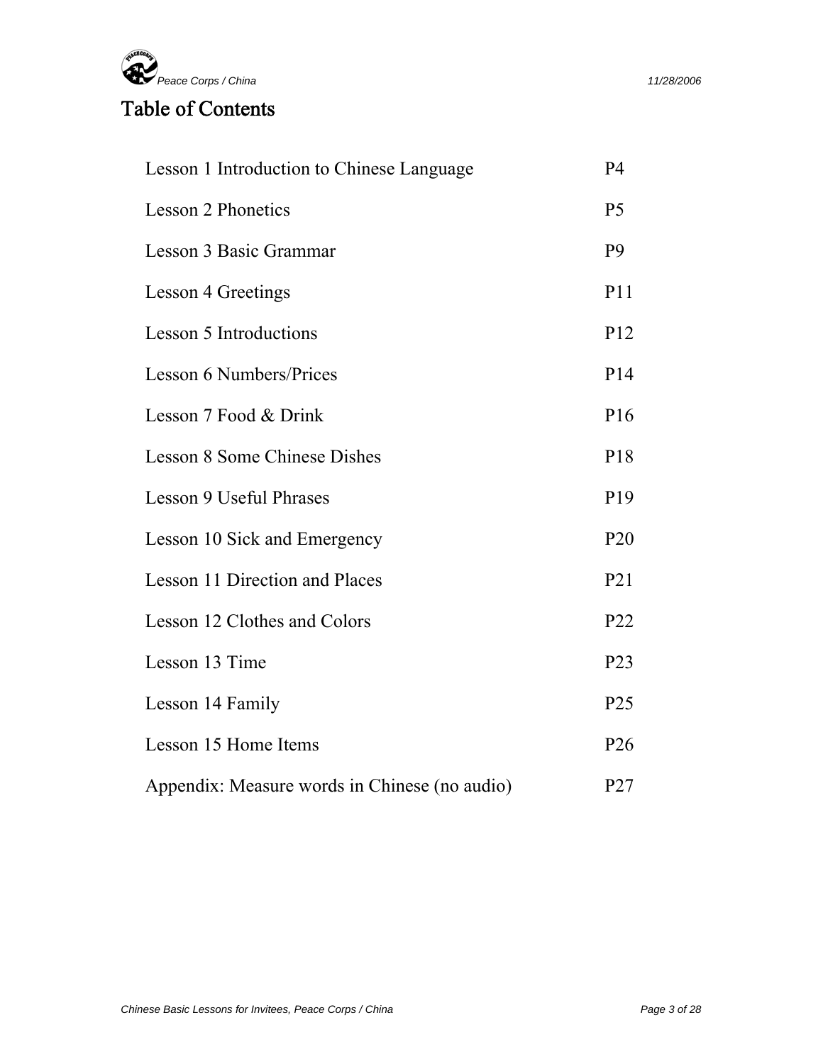# Table of Contents

| | |
|---|---|
| Lesson 1 Introduction to Chinese Language | P4 |
| Lesson 2 Phonetics | P5 |
| Lesson 3 Basic Grammar | P9 |
| Lesson 4 Greetings | P11 |
| Lesson 5 Introductions | P12 |
| Lesson 6 Numbers/Prices | P14 |
| Lesson 7 Food & Drink | P16 |
| Lesson 8 Some Chinese Dishes | P18 |
| Lesson 9 Useful Phrases | P19 |
| Lesson 10 Sick and Emergency | P20 |
| Lesson 11 Direction and Places | P21 |
| Lesson 12 Clothes and Colors | P22 |
| Lesson 13 Time | P23 |
| Lesson 14 Family | P25 |
| Lesson 15 Home Items | P26 |
| Appendix: Measure words in Chinese (no audio) | P27 |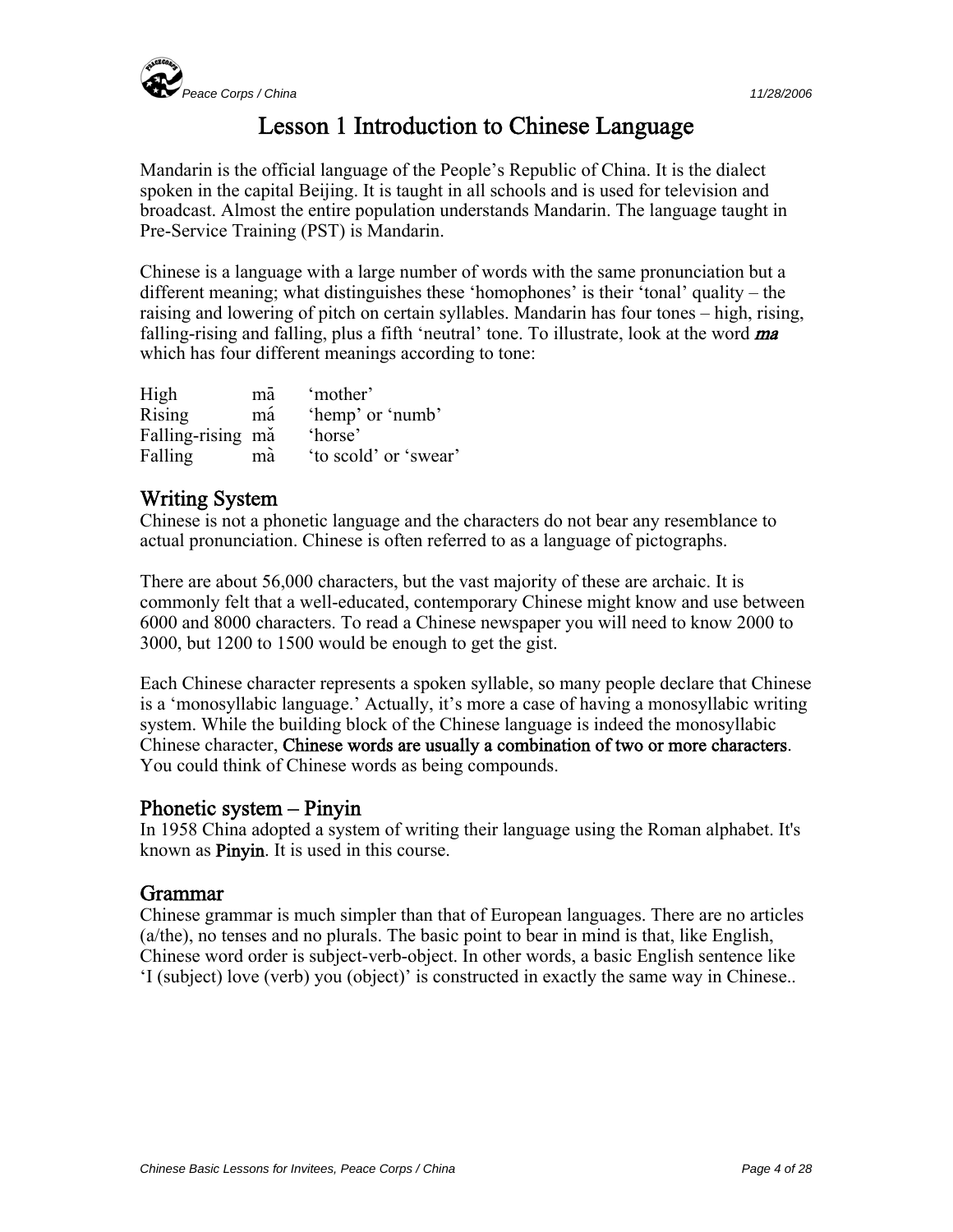# Lesson 1 Introduction to Chinese Language

Mandarin is the official language of the People's Republic of China. It is the dialect spoken in the capital Beijing. It is taught in all schools and is used for television and broadcast. Almost the entire population understands Mandarin. The language taught in Pre-Service Training (PST) is Mandarin.

Chinese is a language with a large number of words with the same pronunciation but a different meaning; what distinguishes these 'homophones' is their 'tonal' quality – the raising and lowering of pitch on certain syllables. Mandarin has four tones – high, rising, falling-rising and falling, plus a fifth 'neutral' tone. To illustrate, look at the word ***ma*** which has four different meanings according to tone:

| | | |
|---|---|---|
| High | mā | 'mother' |
| Rising | má | 'hemp' or 'numb' |
| Falling-rising | mǎ | 'horse' |
| Falling | mà | 'to scold' or 'swear' |

## Writing System

Chinese is not a phonetic language and the characters do not bear any resemblance to actual pronunciation. Chinese is often referred to as a language of pictographs.

There are about 56,000 characters, but the vast majority of these are archaic. It is commonly felt that a well-educated, contemporary Chinese might know and use between 6000 and 8000 characters. To read a Chinese newspaper you will need to know 2000 to 3000, but 1200 to 1500 would be enough to get the gist.

Each Chinese character represents a spoken syllable, so many people declare that Chinese is a 'monosyllabic language.' Actually, it's more a case of having a monosyllabic writing system. While the building block of the Chinese language is indeed the monosyllabic Chinese character, **Chinese words are usually a combination of two or more characters**. You could think of Chinese words as being compounds.

## Phonetic system – Pinyin

In 1958 China adopted a system of writing their language using the Roman alphabet. It's known as **Pinyin**. It is used in this course.

## Grammar

Chinese grammar is much simpler than that of European languages. There are no articles (a/the), no tenses and no plurals. The basic point to bear in mind is that, like English, Chinese word order is subject-verb-object. In other words, a basic English sentence like 'I (subject) love (verb) you (object)' is constructed in exactly the same way in Chinese..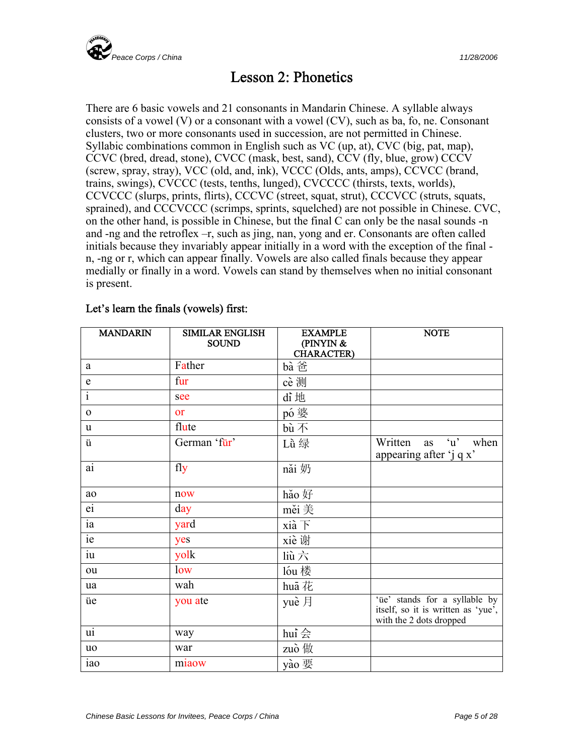# Lesson 2: Phonetics

There are 6 basic vowels and 21 consonants in Mandarin Chinese. A syllable always consists of a vowel (V) or a consonant with a vowel (CV), such as ba, fo, ne. Consonant clusters, two or more consonants used in succession, are not permitted in Chinese. Syllabic combinations common in English such as VC (up, at), CVC (big, pat, map), CCVC (bred, dread, stone), CVCC (mask, best, sand), CCV (fly, blue, grow) CCCV (screw, spray, stray), VCC (old, and, ink), VCCC (Olds, ants, amps), CCVCC (brand, trains, swings), CVCCC (tests, tenths, lunged), CVCCCC (thirsts, texts, worlds), CCVCCC (slurps, prints, flirts), CCCVC (street, squat, strut), CCCVCC (struts, squats, sprained), and CCCVCCC (scrimps, sprints, squelched) are not possible in Chinese. CVC, on the other hand, is possible in Chinese, but the final C can only be the nasal sounds -n and -ng and the retroflex –r, such as jing, nan, yong and er. Consonants are often called initials because they invariably appear initially in a word with the exception of the final -n, -ng or r, which can appear finally. Vowels are also called finals because they appear medially or finally in a word. Vowels can stand by themselves when no initial consonant is present.

## Let's learn the finals (vowels) first:

| MANDARIN | SIMILAR ENGLISH SOUND | EXAMPLE (PINYIN & CHARACTER) | NOTE |
|---|---|---|---|
| a | Father | bà 爸 | |
| e | fur | cè 测 | |
| i | see | dì 地 | |
| o | or | pó 婆 | |
| u | flute | bù 不 | |
| ü | German 'für' | Lǜ 绿 | Written as 'u' when appearing after 'j q x' |
| ai | fly | nǎi 奶 | |
| ao | now | hǎo 好 | |
| ei | day | měi 美 | |
| ia | yard | xià 下 | |
| ie | yes | xiè 谢 | |
| iu | yolk | liù 六 | |
| ou | low | lóu 楼 | |
| ua | wah | huā 花 | |
| üe | you ate | yuè 月 | 'üe' stands for a syllable by itself, so it is written as 'yue', with the 2 dots dropped |
| ui | way | huì 会 | |
| uo | war | zuò 做 | |
| iao | miaow | yào 要 | |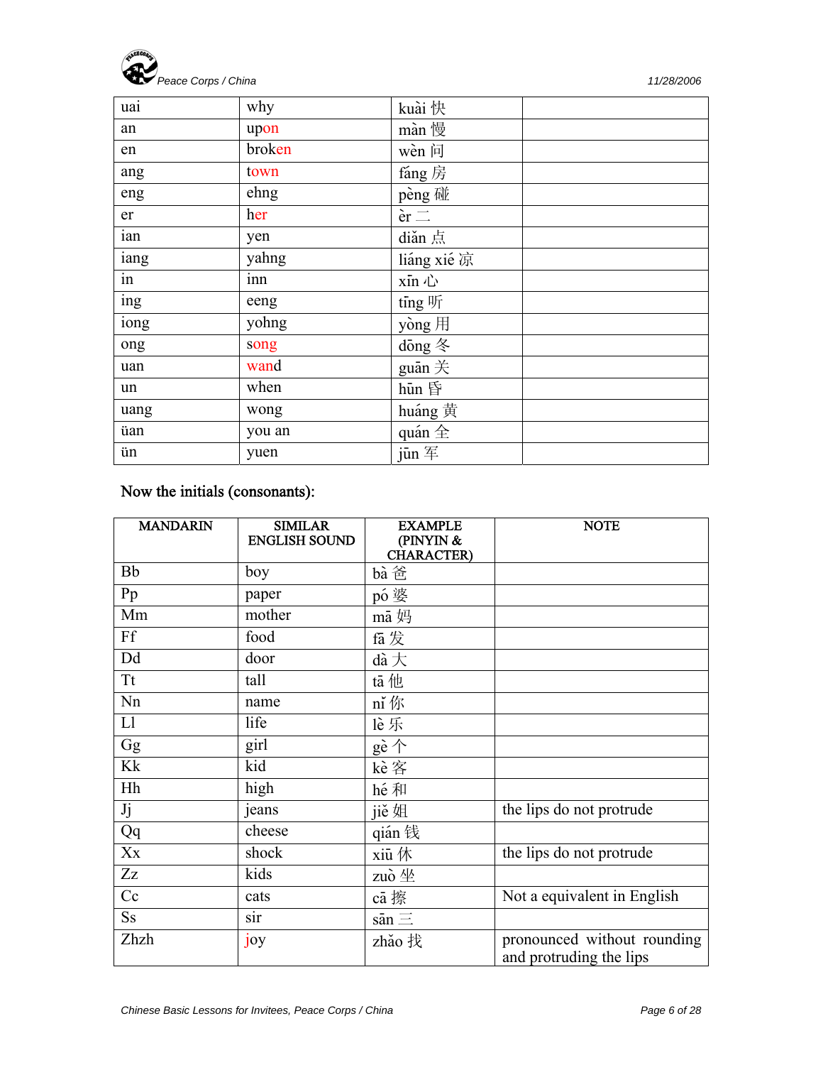| | | | |
|---|---|---|---|
| uai | why | kuài 快 | |
| an | upon | màn 慢 | |
| en | broken | wèn 问 | |
| ang | town | fáng 房 | |
| eng | ehng | pèng 碰 | |
| er | her | èr 二 | |
| ian | yen | diǎn 点 | |
| iang | yahng | liáng xié 凉 | |
| in | inn | xīn 心 | |
| ing | eeng | tīng 听 | |
| iong | yohng | yòng 用 | |
| ong | song | dōng 冬 | |
| uan | wand | guān 关 | |
| un | when | hūn 昏 | |
| uang | wong | huáng 黄 | |
| üan | you an | quán 全 | |
| ün | yuen | jūn 军 | |

Now the initials (consonants):

| MANDARIN | SIMILAR ENGLISH SOUND | EXAMPLE (PINYIN & CHARACTER) | NOTE |
|---|---|---|---|
| Bb | boy | bà 爸 | |
| Pp | paper | pó 婆 | |
| Mm | mother | mā 妈 | |
| Ff | food | fā 发 | |
| Dd | door | dà 大 | |
| Tt | tall | tā 他 | |
| Nn | name | nǐ 你 | |
| Ll | life | lè 乐 | |
| Gg | girl | gè 个 | |
| Kk | kid | kè 客 | |
| Hh | high | hé 和 | |
| Jj | jeans | jiě 姐 | the lips do not protrude |
| Qq | cheese | qián 钱 | |
| Xx | shock | xiū 休 | the lips do not protrude |
| Zz | kids | zuò 坐 | |
| Cc | cats | cā 擦 | Not a equivalent in English |
| Ss | sir | sān 三 | |
| Zhzh | joy | zhǎo 找 | pronounced without rounding and protruding the lips |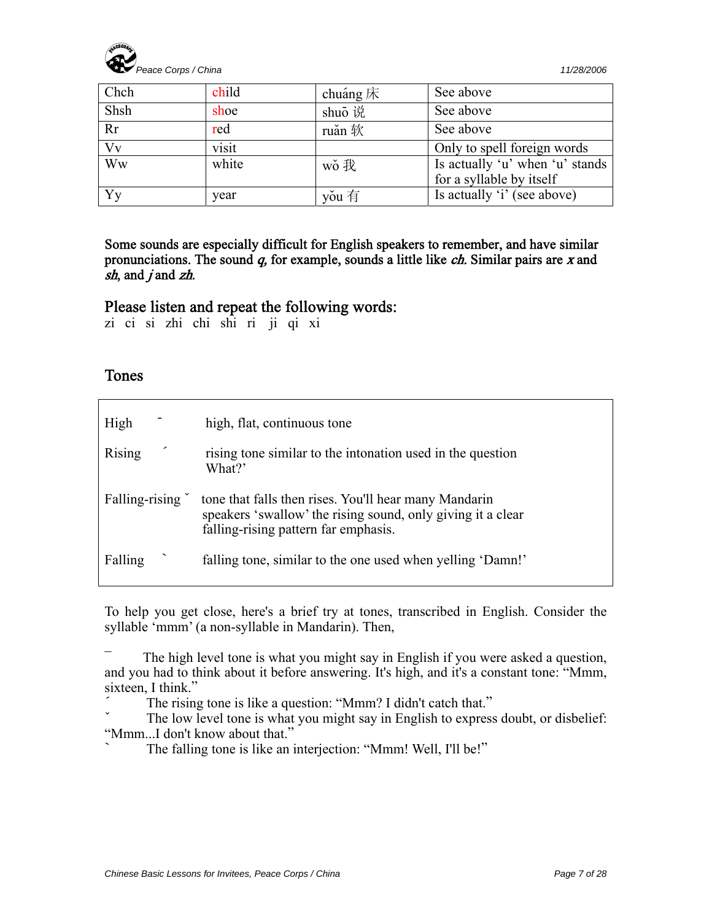| Chch | child | chuáng 床 | See above |
|---|---|---|---|
| Shsh | shoe | shuō 说 | See above |
| Rr | red | ruǎn 软 | See above |
| Vv | visit | | Only to spell foreign words |
| Ww | white | wǒ 我 | Is actually 'u' when 'u' stands for a syllable by itself |
| Yy | year | yǒu 有 | Is actually 'i' (see above) |

**Some sounds are especially difficult for English speakers to remember, and have similar pronunciations. The sound *q*, for example, sounds a little like *ch*. Similar pairs are *x* and *sh*, and *j* and *zh*.**

## Please listen and repeat the following words:

zi ci si zhi chi shi ri ji qi xi

## Tones

| | | |
|---|---|---|
| High | ˉ | high, flat, continuous tone |
| Rising | ˊ | rising tone similar to the intonation used in the question What?' |
| Falling-rising | ˇ | tone that falls then rises. You'll hear many Mandarin speakers 'swallow' the rising sound, only giving it a clear falling-rising pattern far emphasis. |
| Falling | ˋ | falling tone, similar to the one used when yelling 'Damn!' |

To help you get close, here's a brief try at tones, transcribed in English. Consider the syllable 'mmm' (a non-syllable in Mandarin). Then,

ˉ The high level tone is what you might say in English if you were asked a question, and you had to think about it before answering. It's high, and it's a constant tone: "Mmm, sixteen, I think."

ˊ The rising tone is like a question: "Mmm? I didn't catch that."

ˇ The low level tone is what you might say in English to express doubt, or disbelief: "Mmm...I don't know about that."

ˋ The falling tone is like an interjection: "Mmm! Well, I'll be!"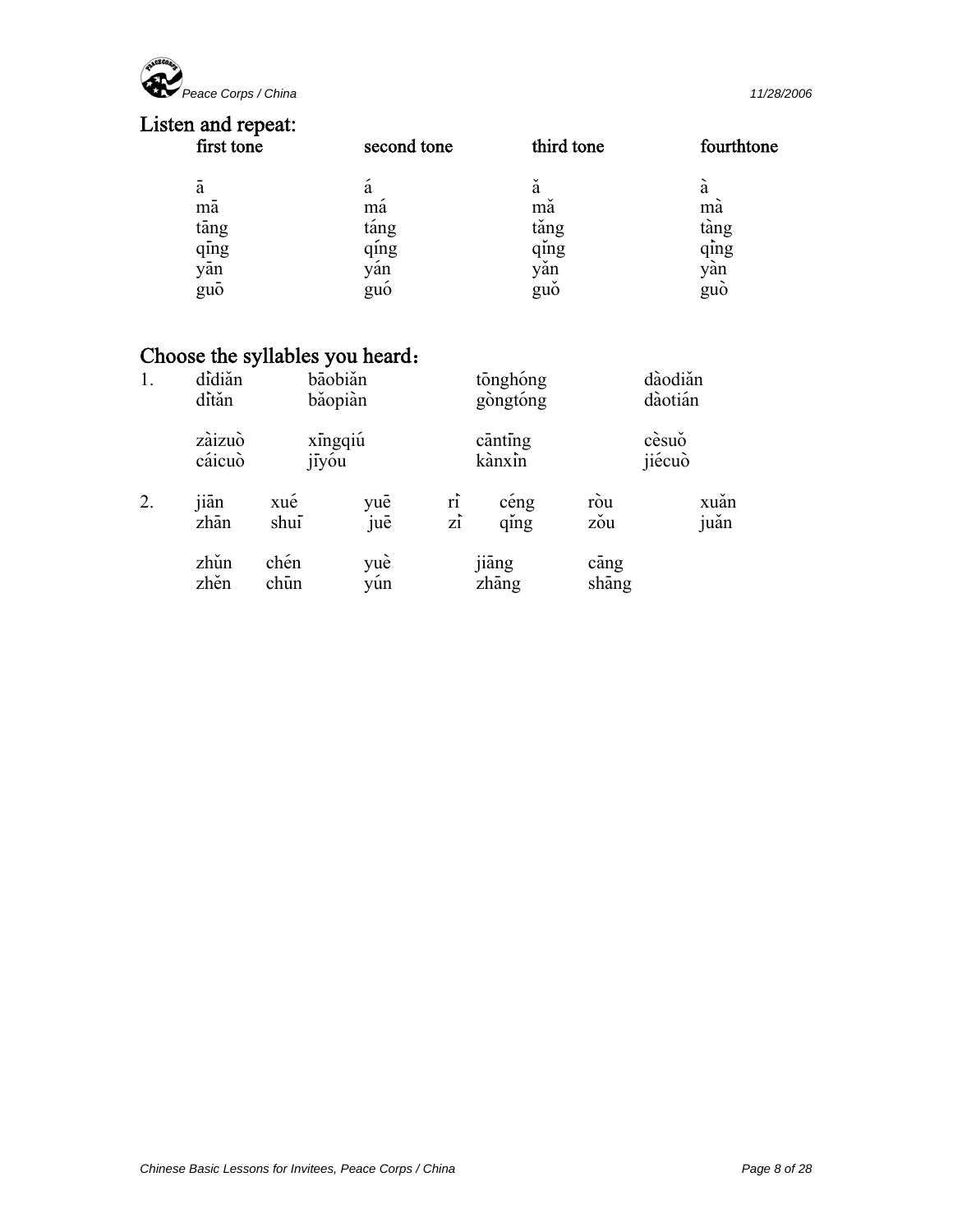## Listen and repeat:

| first tone | second tone | third tone | fourthtone |
|---|---|---|---|
| ā | á | ǎ | à |
| mā | má | mǎ | mà |
| tāng | táng | tǎng | tàng |
| qīng | qíng | qǐng | qìng |
| yān | yán | yǎn | yàn |
| guō | guó | guǒ | guò |

## Choose the syllables you heard：

1.

| | | | |
|---|---|---|---|
| dìdiǎn<br>dìtǎn | bāobiǎn<br>bǎopiàn | tōnghóng<br>gòngtóng | dàodiǎn<br>dàotián |
| zàizuò<br>cáicuò | xīngqiú<br>jīyóu | cāntīng<br>kànxìn | cèsuǒ<br>jiécuò |

2.

| | | | | | | |
|---|---|---|---|---|---|---|
| jiān<br>zhān | xué<br>shuī | yuē<br>juē | rì<br>zì | céng<br>qǐng | ròu<br>zǒu | xuǎn<br>juǎn |
| zhǔn<br>zhěn | chén<br>chūn | yuè<br>yún | | jiāng<br>zhāng | cāng<br>shāng | |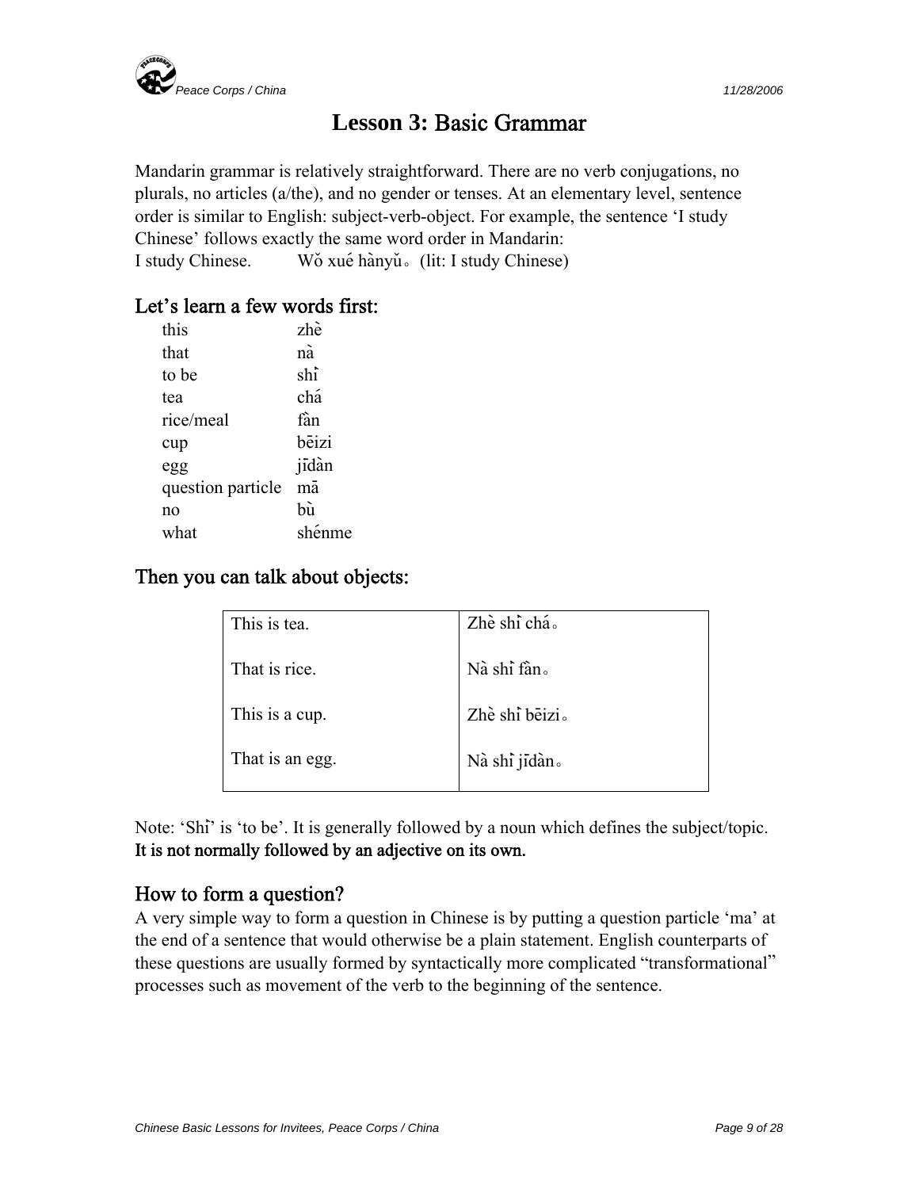# Lesson 3: Basic Grammar

Mandarin grammar is relatively straightforward. There are no verb conjugations, no plurals, no articles (a/the), and no gender or tenses. At an elementary level, sentence order is similar to English: subject-verb-object. For example, the sentence 'I study Chinese' follows exactly the same word order in Mandarin:

I study Chinese.  Wǒ xué hànyǔ。(lit: I study Chinese)

## Let's learn a few words first:

| | |
|---|---|
| this | zhè |
| that | nà |
| to be | shì |
| tea | chá |
| rice/meal | fàn |
| cup | bēizi |
| egg | jīdàn |
| question particle | mā |
| no | bù |
| what | shénme |

## Then you can talk about objects:

| | |
|---|---|
| This is tea. | Zhè shì chá。 |
| That is rice. | Nà shì fàn。 |
| This is a cup. | Zhè shì bēizi。 |
| That is an egg. | Nà shì jīdàn。 |

Note: 'Shì' is 'to be'. It is generally followed by a noun which defines the subject/topic. **It is not normally followed by an adjective on its own.**

## How to form a question?

A very simple way to form a question in Chinese is by putting a question particle 'ma' at the end of a sentence that would otherwise be a plain statement. English counterparts of these questions are usually formed by syntactically more complicated "transformational" processes such as movement of the verb to the beginning of the sentence.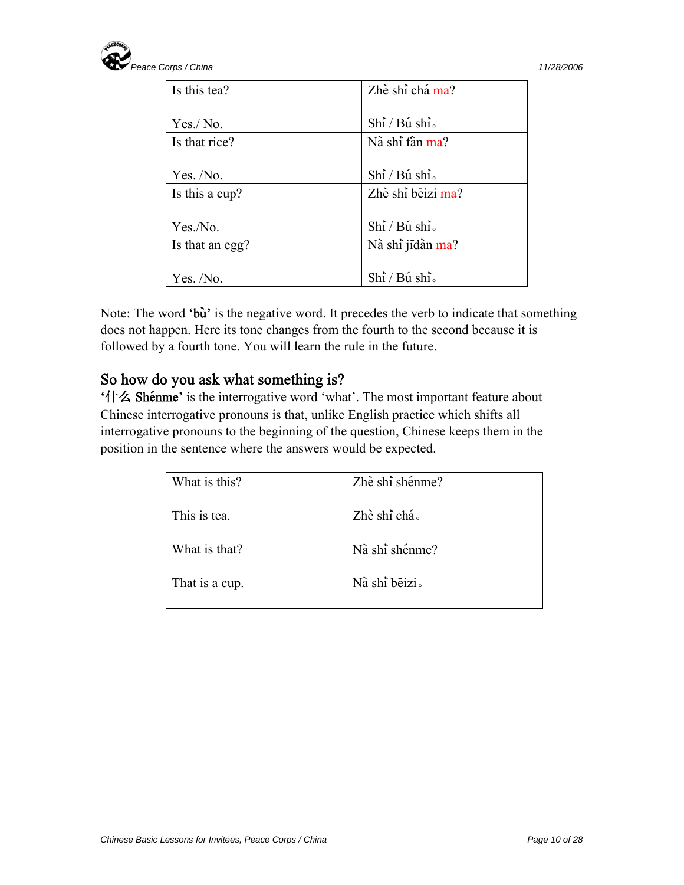| | |
|---|---|
| Is this tea?<br><br>Yes./ No. | Zhè shì chá ma?<br><br>Shì / Bú shì。 |
| Is that rice?<br><br>Yes. /No. | Nà shì fàn ma?<br><br>Shì / Bú shì。 |
| Is this a cup?<br><br>Yes./No. | Zhè shì bēizi ma?<br><br>Shì / Bú shì。 |
| Is that an egg?<br><br>Yes. /No. | Nà shì jīdàn ma?<br><br>Shì / Bú shì。 |

Note: The word **'bù'** is the negative word. It precedes the verb to indicate that something does not happen. Here its tone changes from the fourth to the second because it is followed by a fourth tone. You will learn the rule in the future.

## So how do you ask what something is?

**'什么 Shénme'** is the interrogative word 'what'. The most important feature about Chinese interrogative pronouns is that, unlike English practice which shifts all interrogative pronouns to the beginning of the sentence, Chinese keeps them in the position in the sentence where the answers would be expected.

| | |
|---|---|
| What is this?<br><br>This is tea.<br><br>What is that?<br><br>That is a cup. | Zhè shì shénme?<br><br>Zhè shì chá。<br><br>Nà shì shénme?<br><br>Nà shì bēizi。 |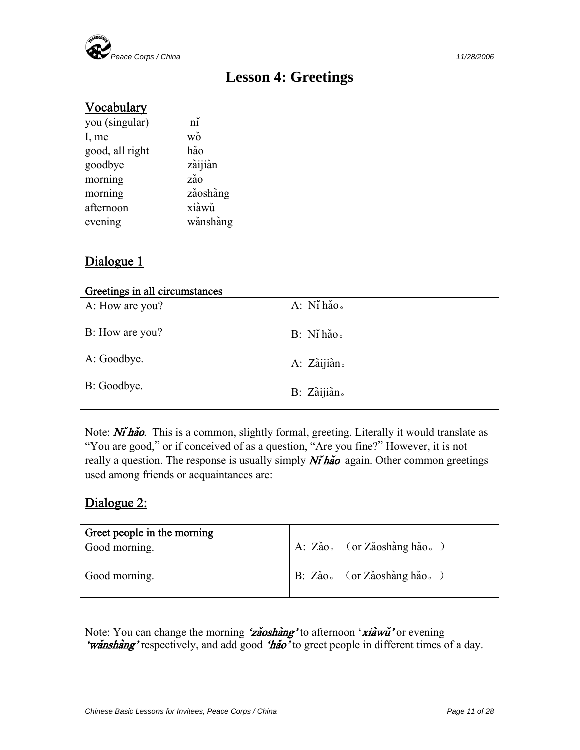# Lesson 4: Greetings

## Vocabulary

| | |
|---|---|
| you (singular) | nǐ |
| I, me | wǒ |
| good, all right | hǎo |
| goodbye | zàijiàn |
| morning | zǎo |
| morning | zǎoshàng |
| afternoon | xiàwǔ |
| evening | wǎnshàng |

## Dialogue 1

| Greetings in all circumstances | |
|---|---|
| A: How are you? | A: Nǐ hǎo。 |
| B: How are you? | B: Nǐ hǎo。 |
| A: Goodbye. | A: Zàijiàn。 |
| B: Goodbye. | B: Zàijiàn。 |

Note: ***Nǐ hǎo**.* This is a common, slightly formal, greeting. Literally it would translate as "You are good," or if conceived of as a question, "Are you fine?" However, it is not really a question. The response is usually simply ***Nǐ hǎo*** again. Other common greetings used among friends or acquaintances are:

## Dialogue 2:

| Greet people in the morning | |
|---|---|
| Good morning. | A: Zǎo。（or Zǎoshàng hǎo。） |
| Good morning. | B: Zǎo。（or Zǎoshàng hǎo。） |

Note: You can change the morning ***'zǎoshàng'*** to afternoon '***xiàwǔ'*** or evening ***'wǎnshàng'*** respectively, and add good ***'hǎo'*** to greet people in different times of a day.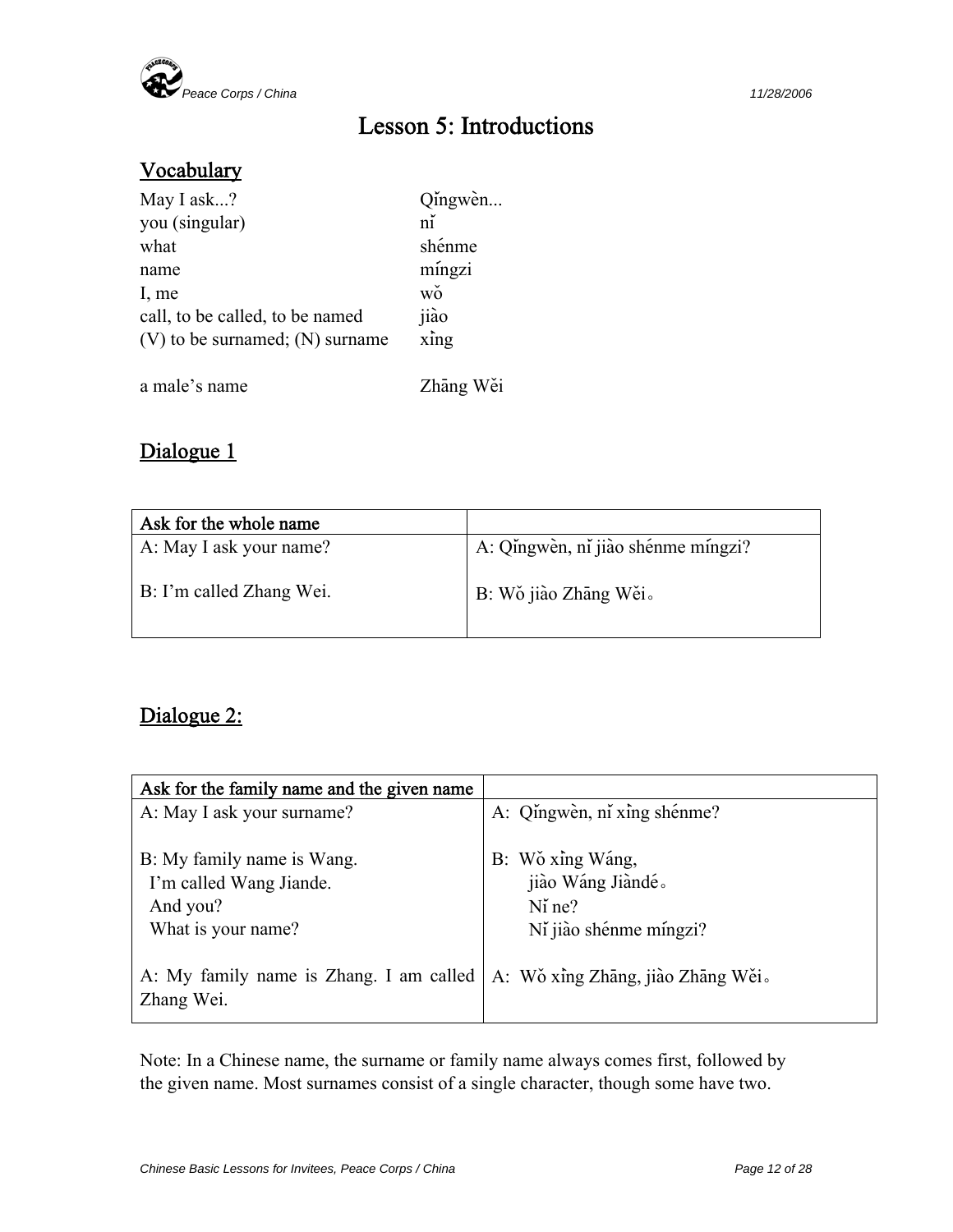# Lesson 5: Introductions

## Vocabulary

| | |
|---|---|
| May I ask...? | Qǐngwèn... |
| you (singular) | nǐ |
| what | shénme |
| name | míngzi |
| I, me | wǒ |
| call, to be called, to be named | jiào |
| (V) to be surnamed; (N) surname | xìng |
| a male's name | Zhāng Wěi |

## Dialogue 1

| Ask for the whole name | |
|---|---|
| A: May I ask your name?<br><br>B: I'm called Zhang Wei. | A: Qǐngwèn, nǐ jiào shénme míngzi?<br><br>B: Wǒ jiào Zhāng Wěi。 |

## Dialogue 2:

| Ask for the family name and the given name | |
|---|---|
| A: May I ask your surname?<br><br>B: My family name is Wang.<br>I'm called Wang Jiande.<br>And you?<br>What is your name?<br><br>A: My family name is Zhang. I am called Zhang Wei. | A: Qǐngwèn, nǐ xìng shénme?<br><br>B: Wǒ xìng Wáng,<br>jiào Wáng Jiàndé。<br>Nǐ ne?<br>Nǐ jiào shénme míngzi?<br><br>A: Wǒ xìng Zhāng, jiào Zhāng Wěi。 |

Note: In a Chinese name, the surname or family name always comes first, followed by the given name. Most surnames consist of a single character, though some have two.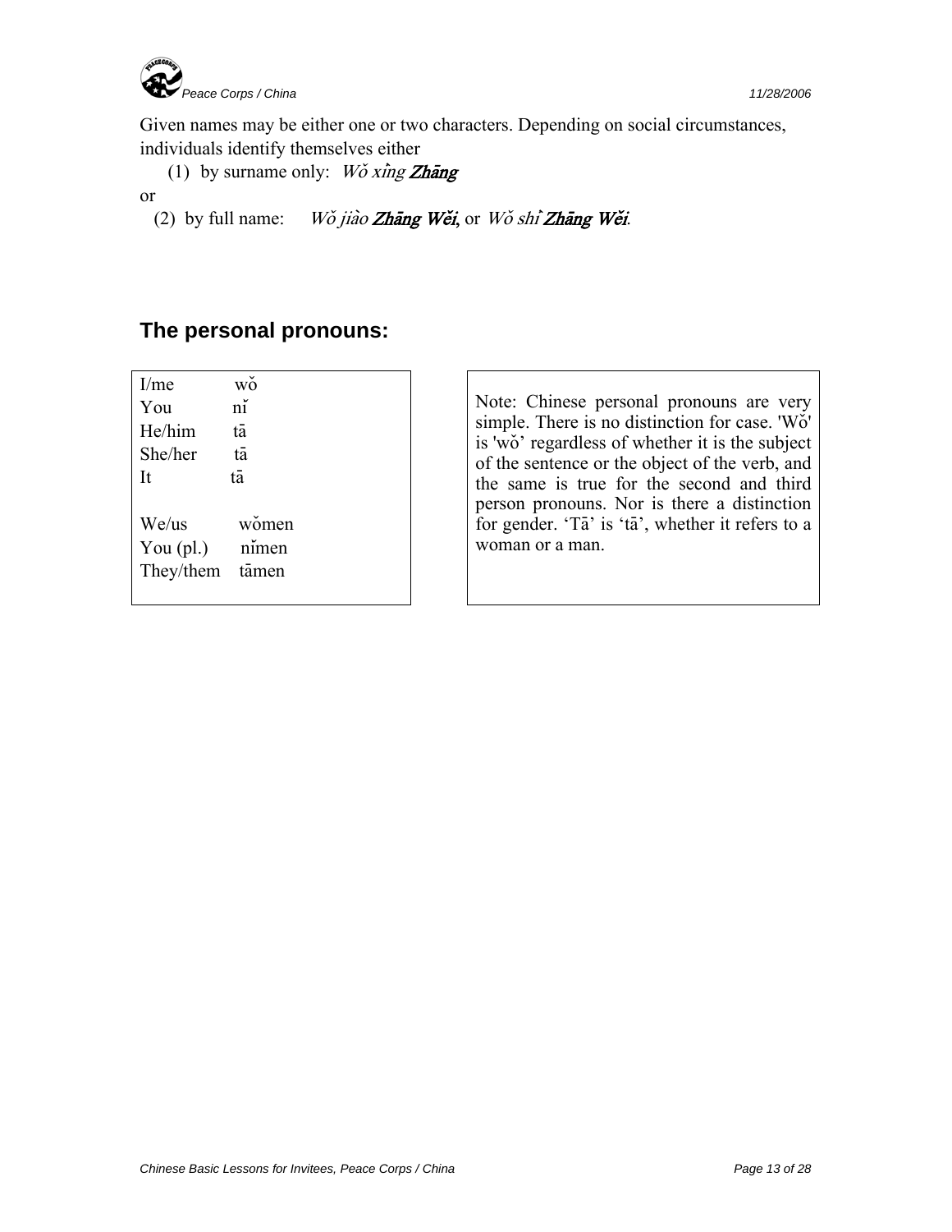Given names may be either one or two characters. Depending on social circumstances, individuals identify themselves either

(1) by surname only: *Wǒ xìng* ***Zhāng***

or

(2) by full name: *Wǒ jiào* ***Zhāng Wěi***, or *Wǒ shì* ***Zhāng Wěi***.

## The personal pronouns:

| | |
|---|---|
| I/me | wǒ |
| You | nǐ |
| He/him | tā |
| She/her | tā |
| It | tā |
| We/us | wǒmen |
| You (pl.) | nǐmen |
| They/them | tāmen |

Note: Chinese personal pronouns are very simple. There is no distinction for case. 'Wǒ' is 'wǒ' regardless of whether it is the subject of the sentence or the object of the verb, and the same is true for the second and third person pronouns. Nor is there a distinction for gender. 'Tā' is 'tā', whether it refers to a woman or a man.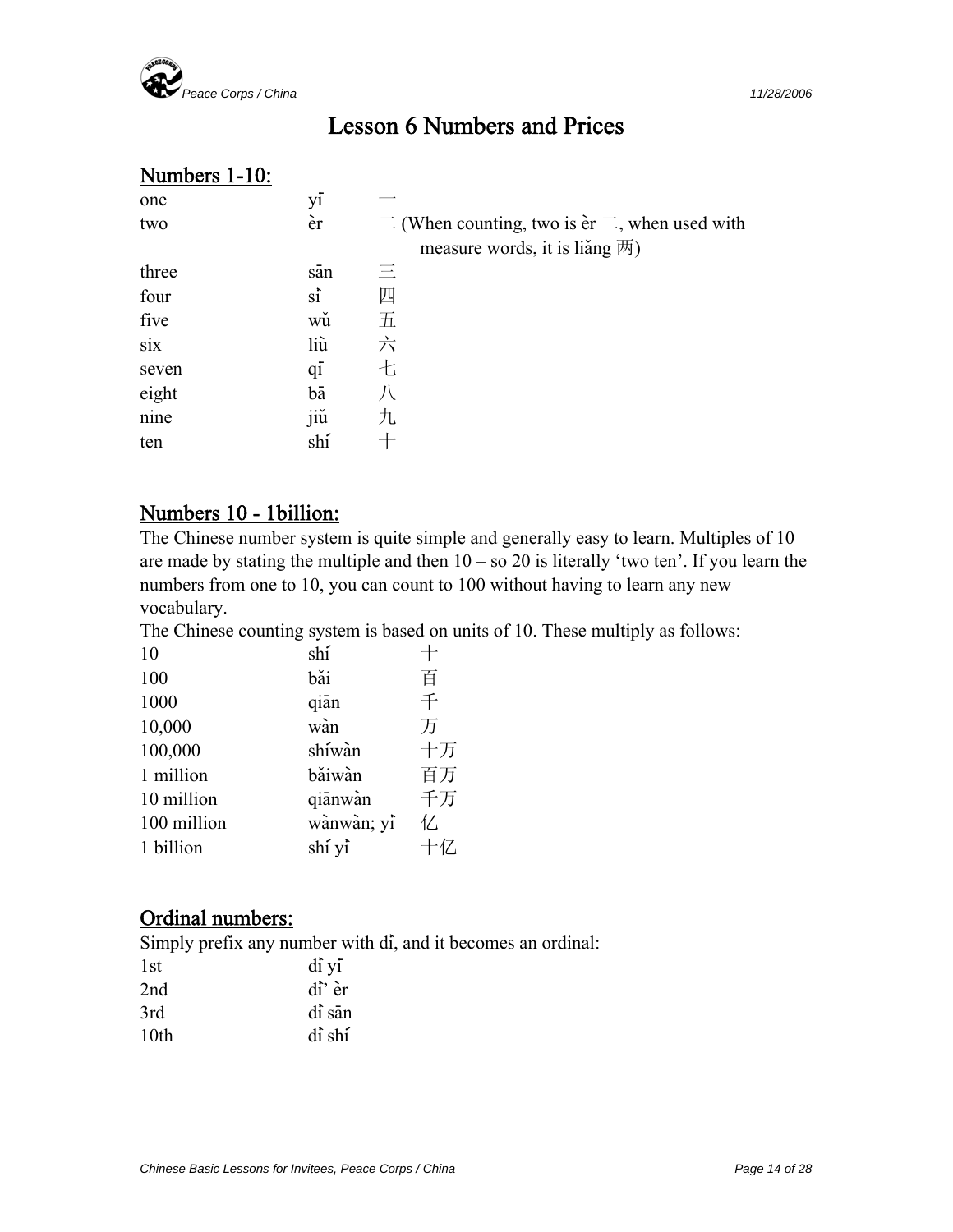# Lesson 6 Numbers and Prices

## Numbers 1-10:

| | | |
|---|---|---|
| one | yī | 一 |
| two | èr | 二 (When counting, two is èr 二, when used with measure words, it is liǎng 两) |
| three | sān | 三 |
| four | sì | 四 |
| five | wǔ | 五 |
| six | liù | 六 |
| seven | qī | 七 |
| eight | bā | 八 |
| nine | jiǔ | 九 |
| ten | shí | 十 |

## Numbers 10 - 1billion:

The Chinese number system is quite simple and generally easy to learn. Multiples of 10 are made by stating the multiple and then 10 – so 20 is literally 'two ten'. If you learn the numbers from one to 10, you can count to 100 without having to learn any new vocabulary.

The Chinese counting system is based on units of 10. These multiply as follows:

| | | |
|---|---|---|
| 10 | shí | 十 |
| 100 | bǎi | 百 |
| 1000 | qiān | 千 |
| 10,000 | wàn | 万 |
| 100,000 | shíwàn | 十万 |
| 1 million | bǎiwàn | 百万 |
| 10 million | qiānwàn | 千万 |
| 100 million | wànwàn; yì | 亿 |
| 1 billion | shí yì | 十亿 |

## Ordinal numbers:

Simply prefix any number with dì, and it becomes an ordinal:

| | |
|---|---|
| 1st | dì yī |
| 2nd | dì' èr |
| 3rd | dì sān |
| 10th | dì shí |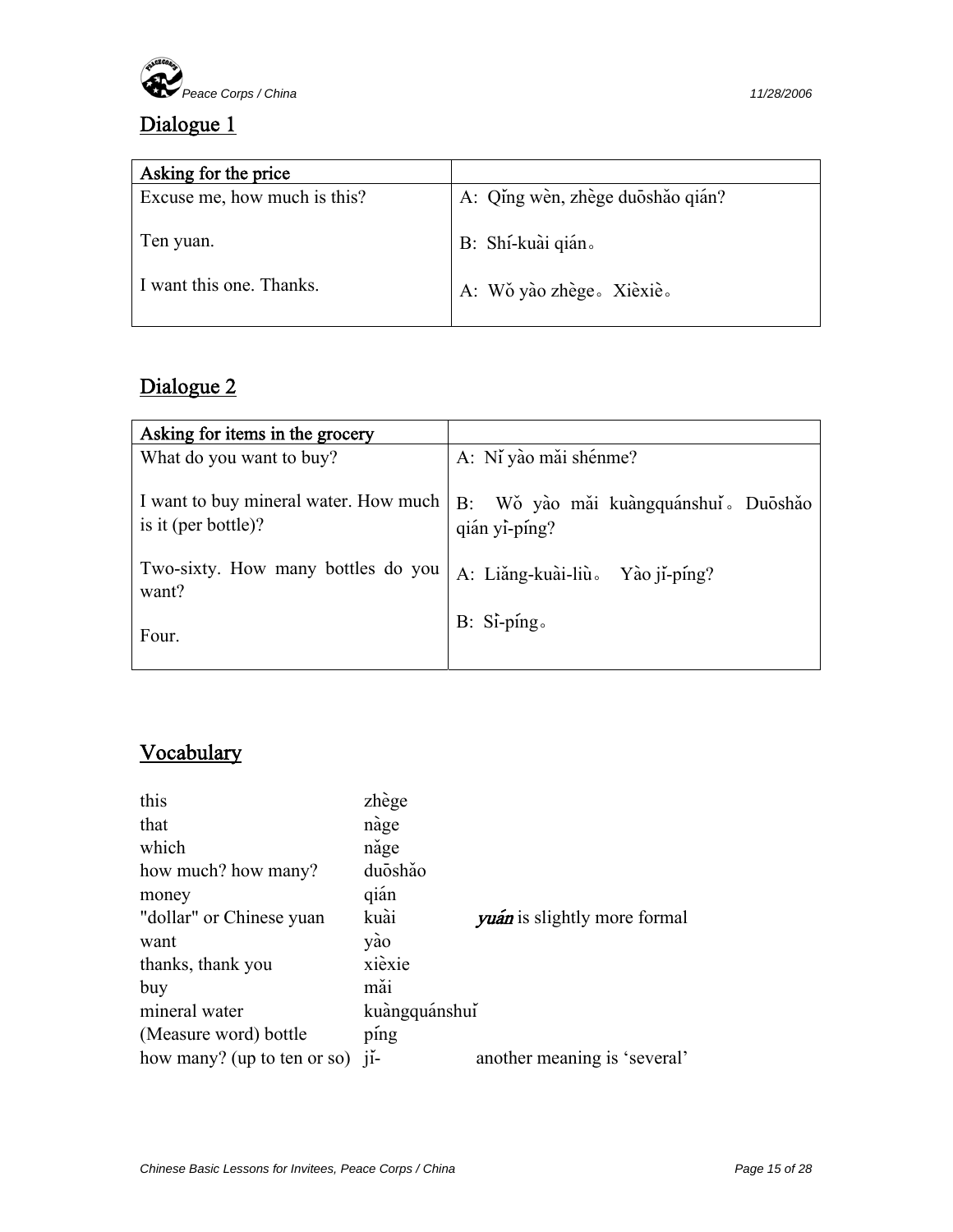## Dialogue 1

| Asking for the price | |
|---|---|
| Excuse me, how much is this? | A: Qǐng wèn, zhège duōshǎo qián? |
| Ten yuan. | B: Shí-kuài qián。 |
| I want this one. Thanks. | A: Wǒ yào zhège。Xièxiè。 |

## Dialogue 2

| Asking for items in the grocery | |
|---|---|
| What do you want to buy? | A: Nǐ yào mǎi shénme? |
| I want to buy mineral water. How much is it (per bottle)? | B: Wǒ yào mǎi kuàngquánshuǐ。Duōshǎo qián yì-píng? |
| Two-sixty. How many bottles do you want? | A: Liǎng-kuài-liù。 Yào jǐ-píng? |
| Four. | B: Sì-píng。 |

## Vocabulary

| | | |
|---|---|---|
| this | zhège | |
| that | nàge | |
| which | nǎge | |
| how much? how many? | duōshǎo | |
| money | qián | |
| "dollar" or Chinese yuan | kuài | ***yuán*** is slightly more formal |
| want | yào | |
| thanks, thank you | xièxie | |
| buy | mǎi | |
| mineral water | kuàngquánshuǐ | |
| (Measure word) bottle | píng | |
| how many? (up to ten or so) | jǐ- | another meaning is 'several' |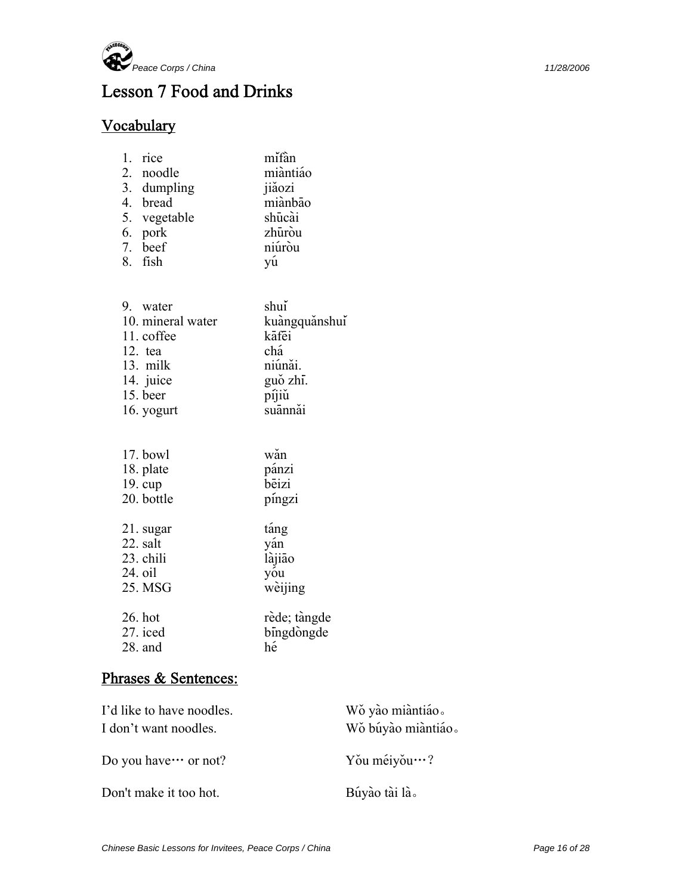# Lesson 7 Food and Drinks

## Vocabulary

1. rice mǐfàn
2. noodle miàntiáo
3. dumpling jiǎozi
4. bread miànbāo
5. vegetable shūcài
6. pork zhūròu
7. beef niúròu
8. fish yú

9. water shuǐ
10. mineral water kuàngquǎnshuǐ
11. coffee kāfēi
12. tea chá
13. milk niúnǎi.
14. juice guǒ zhī.
15. beer píjiǔ
16. yogurt suānnǎi

17. bowl wǎn
18. plate pánzi
19. cup bēizi
20. bottle píngzi

21. sugar táng
22. salt yán
23. chili làjiāo
24. oil yóu
25. MSG wèijing

26. hot rède; tàngde
27. iced bīngdòngde
28. and hé

## Phrases & Sentences:

| | |
|---|---|
| I'd like to have noodles. | Wǒ yào miàntiáo。 |
| I don't want noodles. | Wǒ búyào miàntiáo。 |
| Do you have… or not? | Yǒu méiyǒu…? |
| Don't make it too hot. | Búyào tài là。 |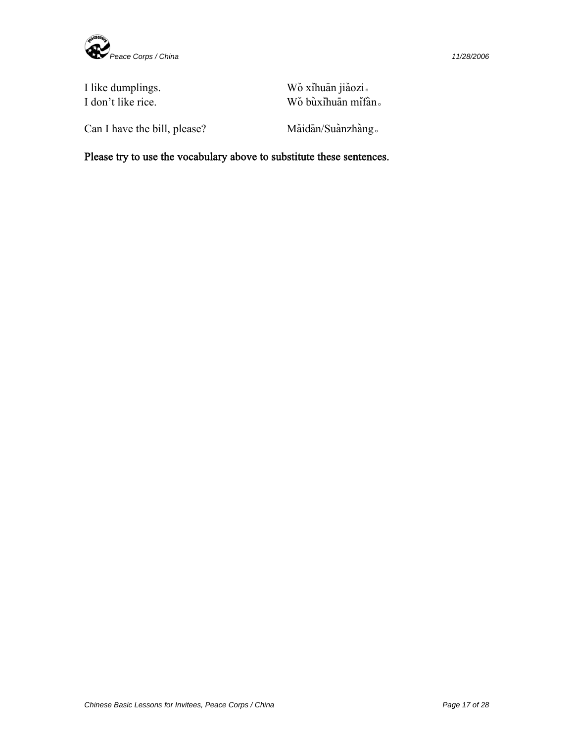| | |
|---|---|
| I like dumplings. | Wǒ xǐhuān jiǎozi。 |
| I don't like rice. | Wǒ bùxǐhuān mǐfàn。 |
| Can I have the bill, please? | Mǎidān/Suànzhàng。 |

**Please try to use the vocabulary above to substitute these sentences.**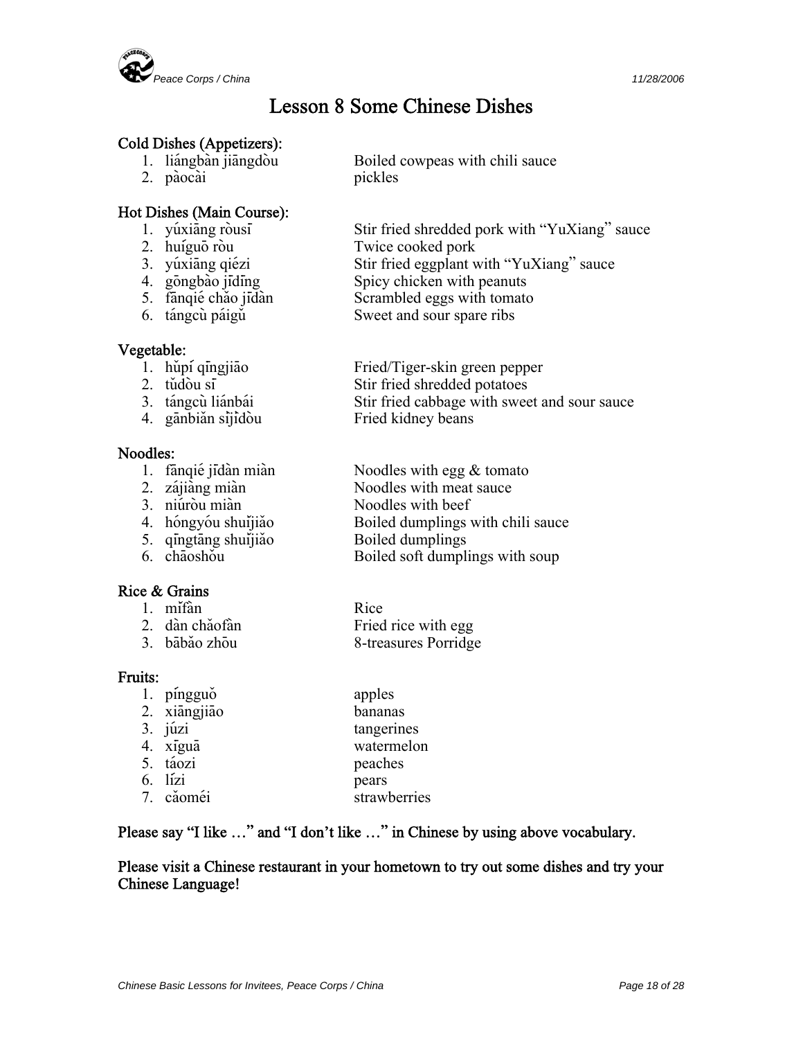# Lesson 8 Some Chinese Dishes

**Cold Dishes (Appetizers):**

1. liángbàn jiāngdòu — Boiled cowpeas with chili sauce
2. pàocài — pickles

**Hot Dishes (Main Course):**

1. yúxiāng ròusī — Stir fried shredded pork with "YuXiang" sauce
2. huíguō ròu — Twice cooked pork
3. yúxiāng qiézi — Stir fried eggplant with "YuXiang" sauce
4. gōngbào jīdīng — Spicy chicken with peanuts
5. fānqié chǎo jīdàn — Scrambled eggs with tomato
6. tángcù páigǔ — Sweet and sour spare ribs

**Vegetable:**

1. hǔpí qīngjiāo — Fried/Tiger-skin green pepper
2. tǔdòu sī — Stir fried shredded potatoes
3. tángcù liánbái — Stir fried cabbage with sweet and sour sauce
4. gānbiǎn sìjìdòu — Fried kidney beans

**Noodles:**

1. fānqié jīdàn miàn — Noodles with egg & tomato
2. zájiàng miàn — Noodles with meat sauce
3. niúròu miàn — Noodles with beef
4. hóngyóu shuǐjiǎo — Boiled dumplings with chili sauce
5. qīngtāng shuǐjiǎo — Boiled dumplings
6. chāoshǒu — Boiled soft dumplings with soup

**Rice & Grains**

1. mǐfàn — Rice
2. dàn chǎofàn — Fried rice with egg
3. bābǎo zhōu — 8-treasures Porridge

**Fruits:**

1. píngguǒ — apples
2. xiāngjiāo — bananas
3. júzi — tangerines
4. xīguā — watermelon
5. táozi — peaches
6. lízi — pears
7. cǎoméi — strawberries

**Please say "I like …" and "I don't like …" in Chinese by using above vocabulary.**

**Please visit a Chinese restaurant in your hometown to try out some dishes and try your Chinese Language!**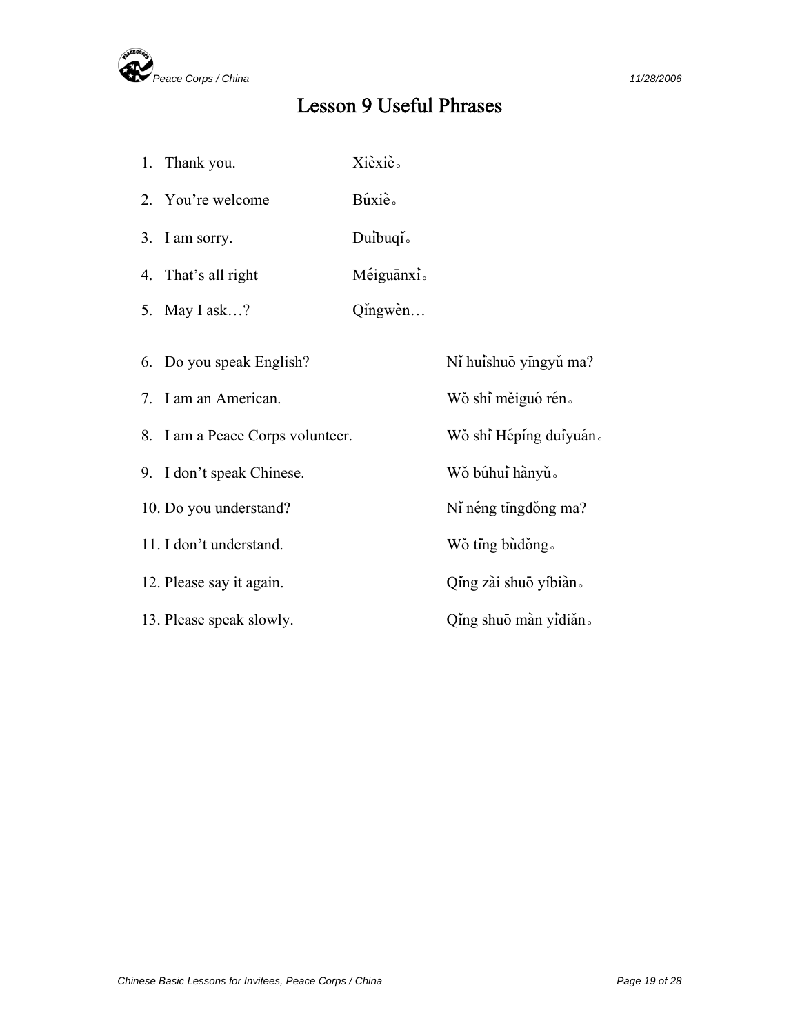# Lesson 9 Useful Phrases

1. Thank you. Xièxiè。
2. You're welcome Búxiè。
3. I am sorry. Duìbuqǐ。
4. That's all right Méiguānxì。
5. May I ask…? Qǐngwèn…

6. Do you speak English? Nǐ huìshuō yīngyǔ ma?
7. I am an American. Wǒ shì měiguó rén。
8. I am a Peace Corps volunteer. Wǒ shì Hépíng duìyuán。
9. I don't speak Chinese. Wǒ búhuì hànyǔ。
10. Do you understand? Nǐ néng tīngdǒng ma?
11. I don't understand. Wǒ tīng bùdǒng。
12. Please say it again. Qǐng zài shuō yíbiàn。
13. Please speak slowly. Qǐng shuō màn yìdiǎn。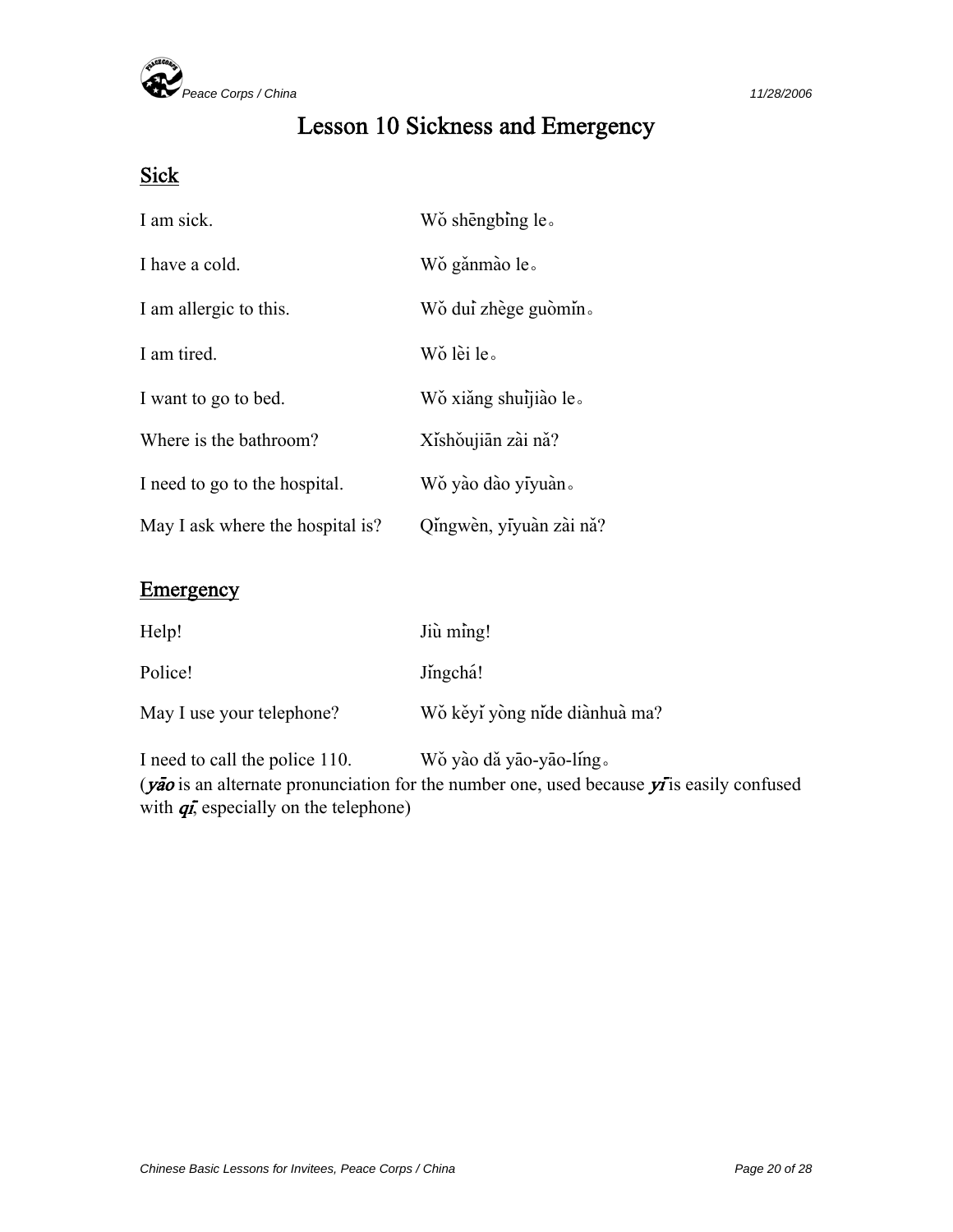# Lesson 10 Sickness and Emergency

## Sick

| | |
|---|---|
| I am sick. | Wǒ shēngbìng le。 |
| I have a cold. | Wǒ gǎnmào le。 |
| I am allergic to this. | Wǒ duì zhège guòmǐn。 |
| I am tired. | Wǒ lèi le。 |
| I want to go to bed. | Wǒ xiǎng shuìjiào le。 |
| Where is the bathroom? | Xǐshǒujiān zài nǎ? |
| I need to go to the hospital. | Wǒ yào dào yīyuàn。 |
| May I ask where the hospital is? | Qǐngwèn, yīyuàn zài nǎ? |

## Emergency

| | |
|---|---|
| Help! | Jiù mìng! |
| Police! | Jǐngchá! |
| May I use your telephone? | Wǒ kěyǐ yòng nǐde diànhuà ma? |
| I need to call the police 110. | Wǒ yào dǎ yāo-yāo-líng。 |

(***yāo*** is an alternate pronunciation for the number one, used because ***yī*** is easily confused with ***qī***, especially on the telephone)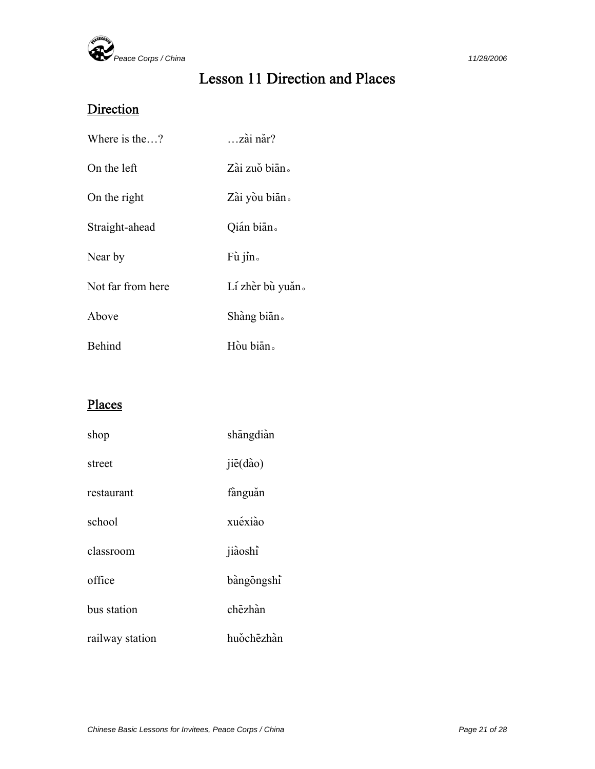# Lesson 11 Direction and Places

## Direction

| | |
|---|---|
| Where is the…? | …zài nǎr? |
| On the left | Zài zuǒ biān。 |
| On the right | Zài yòu biān。 |
| Straight-ahead | Qián biān。 |
| Near by | Fù jìn。 |
| Not far from here | Lí zhèr bù yuǎn。 |
| Above | Shàng biān。 |
| Behind | Hòu biān。 |

## Places

| | |
|---|---|
| shop | shāngdiàn |
| street | jiē(dào) |
| restaurant | fànguǎn |
| school | xuéxiào |
| classroom | jiàoshì |
| office | bàngōngshì |
| bus station | chēzhàn |
| railway station | huǒchēzhàn |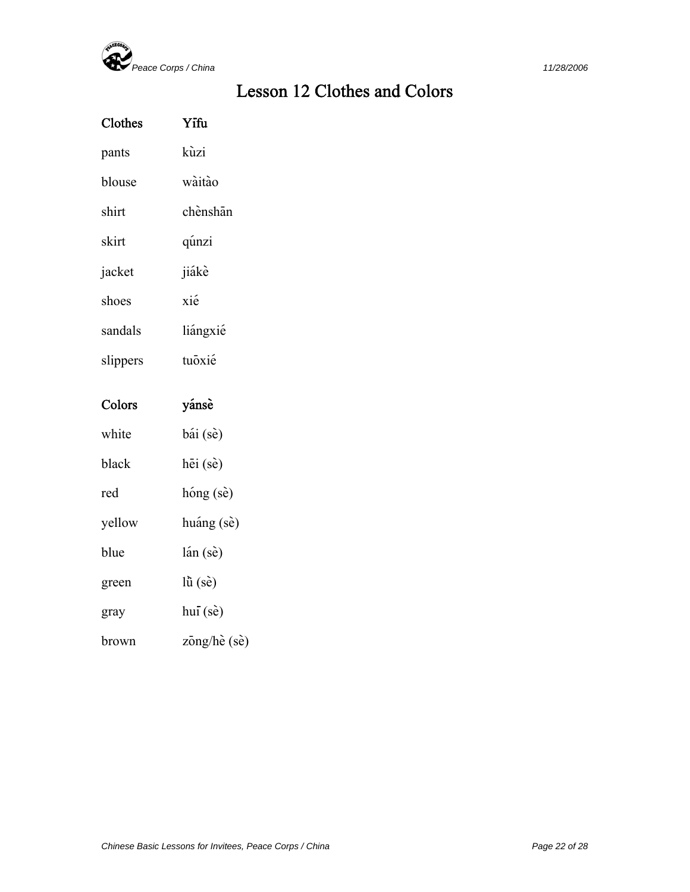# Lesson 12 Clothes and Colors

| **Clothes** | **Yīfu** |
|---|---|
| pants | kùzi |
| blouse | wàitào |
| shirt | chènshān |
| skirt | qúnzi |
| jacket | jiákè |
| shoes | xié |
| sandals | liángxié |
| slippers | tuōxié |

| **Colors** | **yánsè** |
|---|---|
| white | bái (sè) |
| black | hēi (sè) |
| red | hóng (sè) |
| yellow | huáng (sè) |
| blue | lán (sè) |
| green | lǜ (sè) |
| gray | huī (sè) |
| brown | zōng/hè (sè) |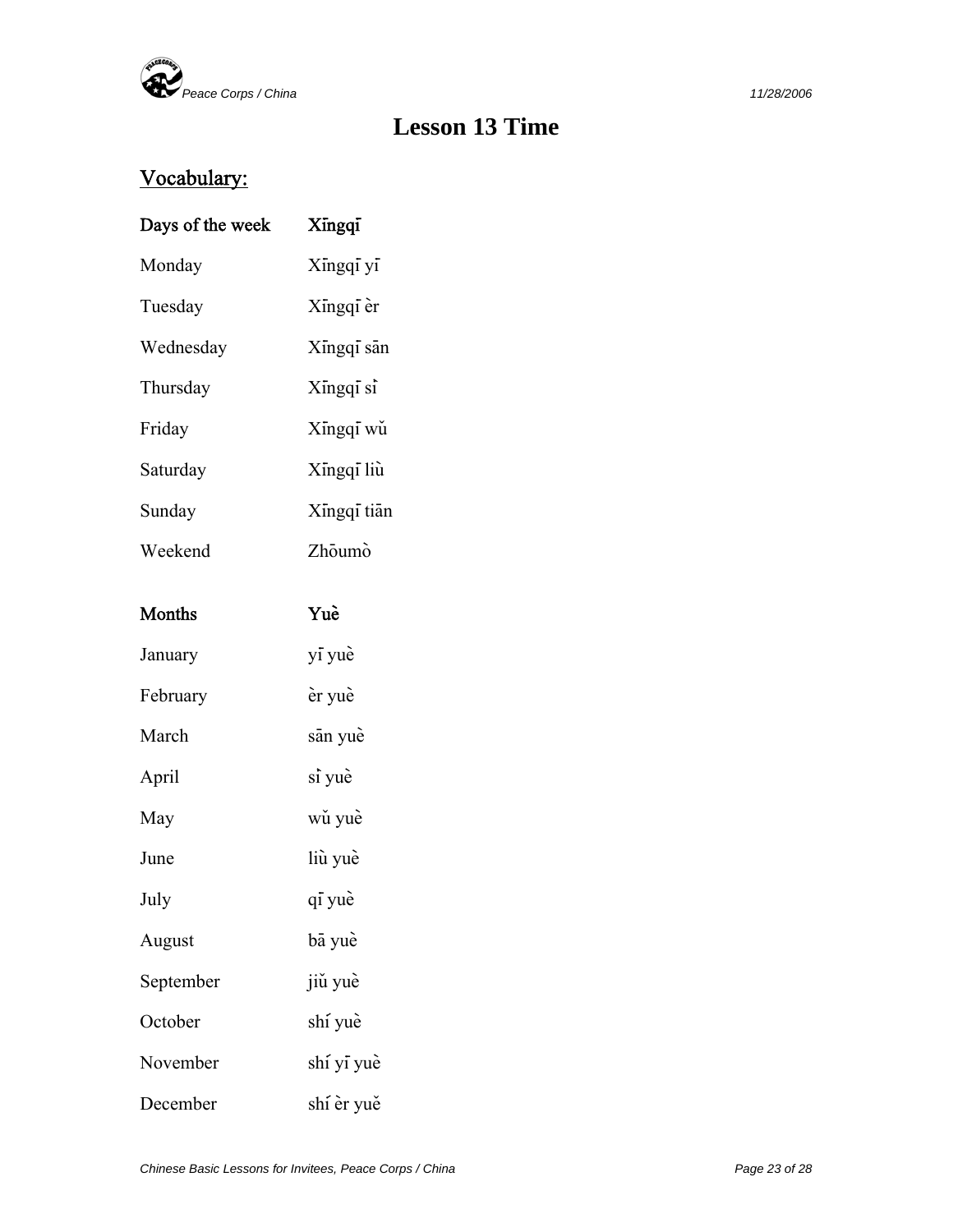# Lesson 13 Time

## Vocabulary:

| Days of the week | Xīngqī |
|---|---|
| Monday | Xīngqī yī |
| Tuesday | Xīngqī èr |
| Wednesday | Xīngqī sān |
| Thursday | Xīngqī sì |
| Friday | Xīngqī wǔ |
| Saturday | Xīngqī liù |
| Sunday | Xīngqī tiān |
| Weekend | Zhōumò |

| Months | Yuè |
|---|---|
| January | yī yuè |
| February | èr yuè |
| March | sān yuè |
| April | sì yuè |
| May | wǔ yuè |
| June | liù yuè |
| July | qī yuè |
| August | bā yuè |
| September | jiǔ yuè |
| October | shí yuè |
| November | shí yī yuè |
| December | shí èr yuě |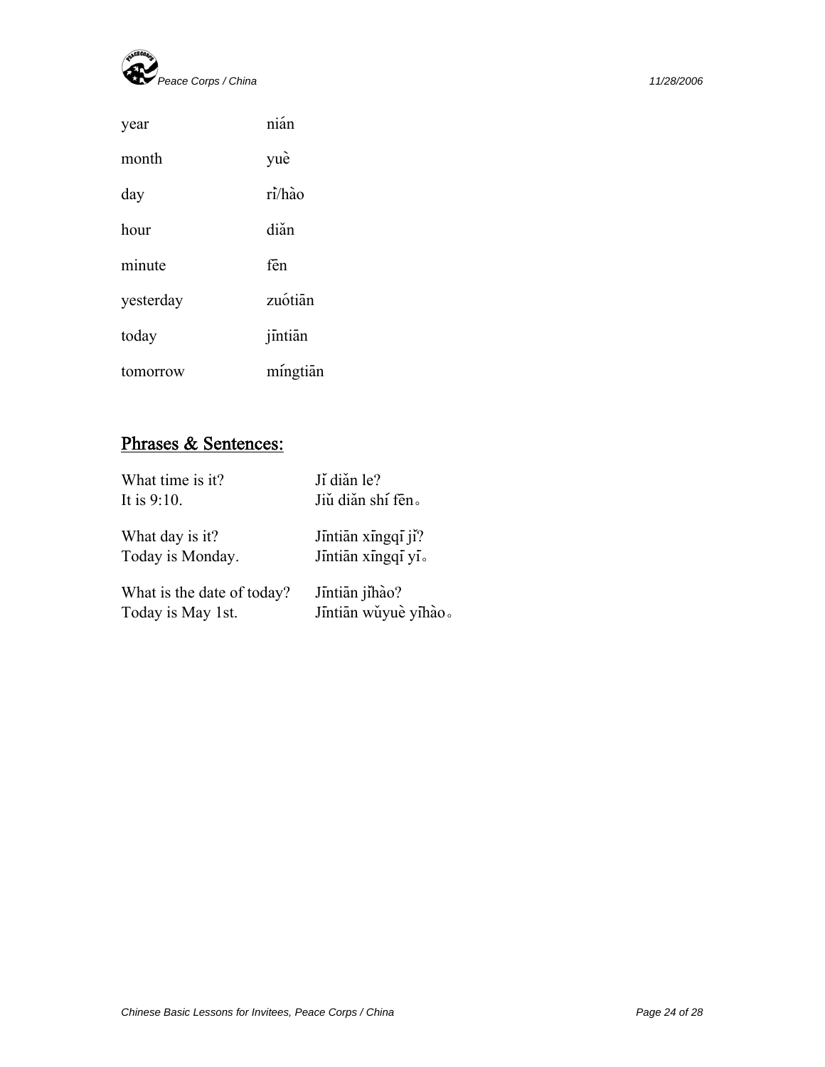| | |
|---|---|
| year | nián |
| month | yuè |
| day | rì/hào |
| hour | diǎn |
| minute | fēn |
| yesterday | zuótiān |
| today | jīntiān |
| tomorrow | míngtiān |

## Phrases & Sentences:

| | |
|---|---|
| What time is it? | Jǐ diǎn le? |
| It is 9:10. | Jiǔ diǎn shí fēn。 |
| What day is it? | Jīntiān xīngqī jǐ? |
| Today is Monday. | Jīntiān xīngqī yī。 |
| What is the date of today? | Jīntiān jǐhào? |
| Today is May 1st. | Jīntiān wǔyuè yīhào。 |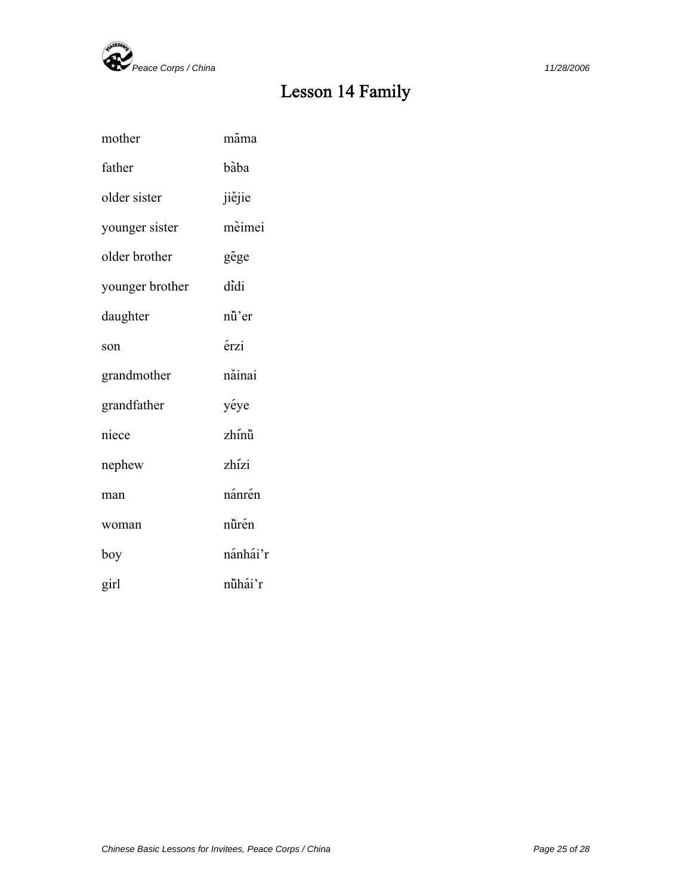# Lesson 14 Family

| | |
|---|---|
| mother | māma |
| father | bàba |
| older sister | jiějie |
| younger sister | mèimei |
| older brother | gēge |
| younger brother | dìdi |
| daughter | nǚ'er |
| son | érzi |
| grandmother | nǎinai |
| grandfather | yéye |
| niece | zhínǚ |
| nephew | zhízi |
| man | nánrén |
| woman | nǚrén |
| boy | nánhái'r |
| girl | nǚhái'r |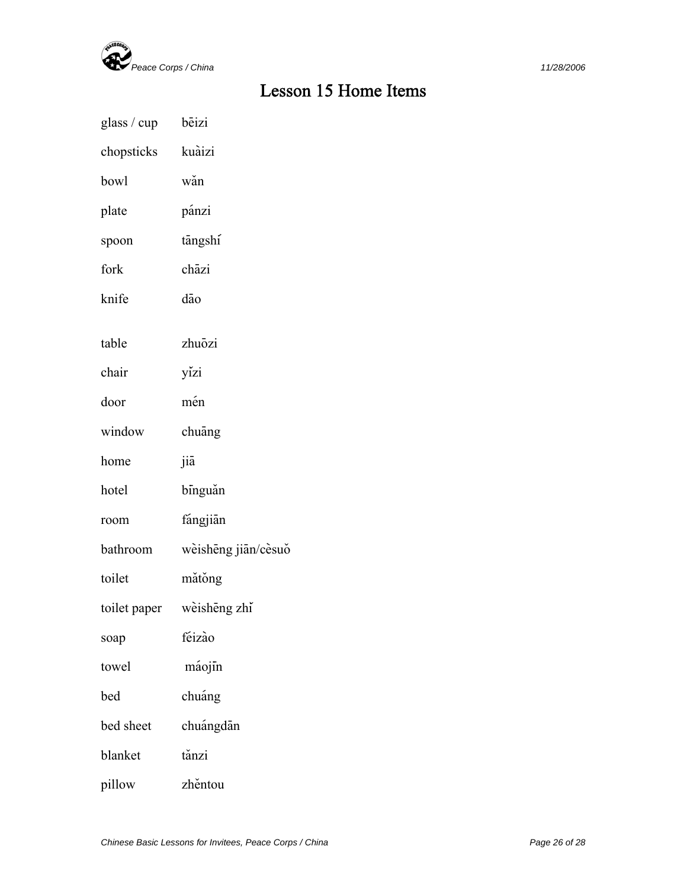# Lesson 15 Home Items

| | |
|---|---|
| glass / cup | bēizi |
| chopsticks | kuàizi |
| bowl | wǎn |
| plate | pánzi |
| spoon | tāngshí |
| fork | chāzi |
| knife | dāo |
| | |
| table | zhuōzi |
| chair | yǐzi |
| door | mén |
| window | chuāng |
| home | jiā |
| hotel | bīnguǎn |
| room | fángjiān |
| bathroom | wèishēng jiān/cèsuǒ |
| toilet | mǎtǒng |
| toilet paper | wèishēng zhǐ |
| soap | féizào |
| towel | máojīn |
| bed | chuáng |
| bed sheet | chuángdān |
| blanket | tǎnzi |
| pillow | zhěntou |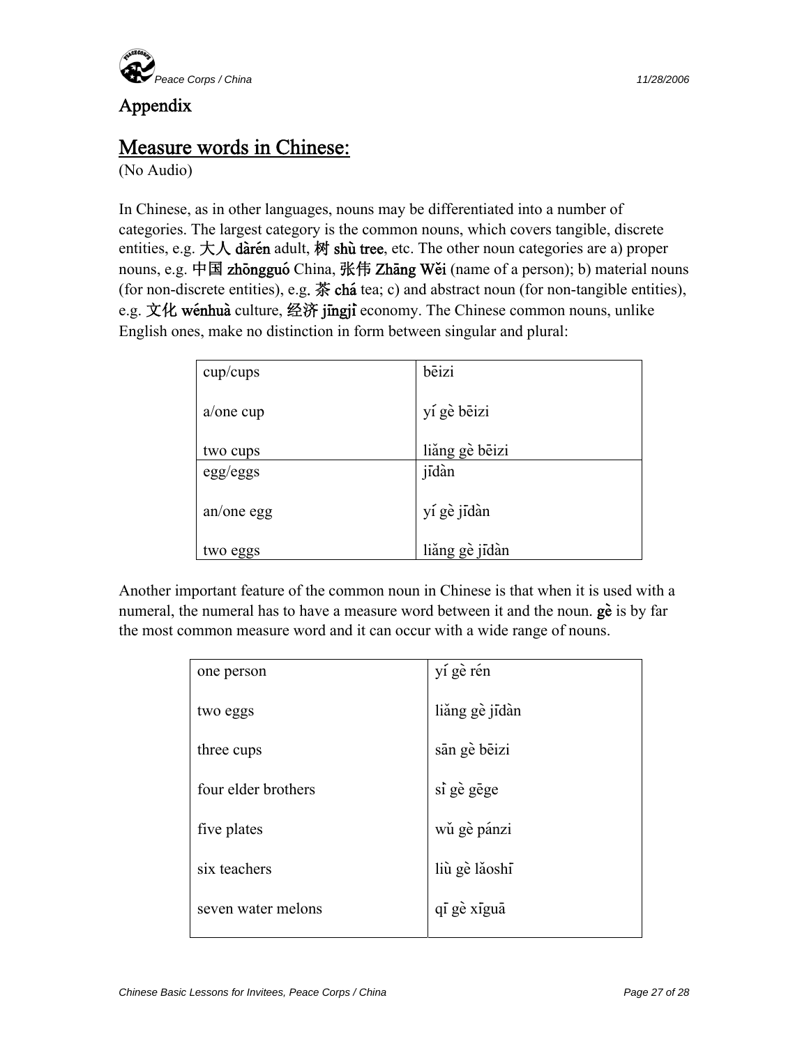# Appendix

## Measure words in Chinese:

(No Audio)

In Chinese, as in other languages, nouns may be differentiated into a number of categories. The largest category is the common nouns, which covers tangible, discrete entities, e.g. 大人 **dàrén** adult, 树 **shù tree**, etc. The other noun categories are a) proper nouns, e.g. 中国 **zhōngguó** China, 张伟 **Zhāng Wěi** (name of a person); b) material nouns (for non-discrete entities), e.g. 茶 **chá** tea; c) and abstract noun (for non-tangible entities), e.g. 文化 **wénhuà** culture, 经济 **jīngjì** economy. The Chinese common nouns, unlike English ones, make no distinction in form between singular and plural:

| | |
|---|---|
| cup/cups | bēizi |
| a/one cup | yí gè bēizi |
| two cups | liǎng gè bēizi |
| egg/eggs | jīdàn |
| an/one egg | yí gè jīdàn |
| two eggs | liǎng gè jīdàn |

Another important feature of the common noun in Chinese is that when it is used with a numeral, the numeral has to have a measure word between it and the noun. **gè** is by far the most common measure word and it can occur with a wide range of nouns.

| | |
|---|---|
| one person | yí gè rén |
| two eggs | liǎng gè jīdàn |
| three cups | sān gè bēizi |
| four elder brothers | sì gè gēge |
| five plates | wǔ gè pánzi |
| six teachers | liù gè lǎoshī |
| seven water melons | qī gè xīguā |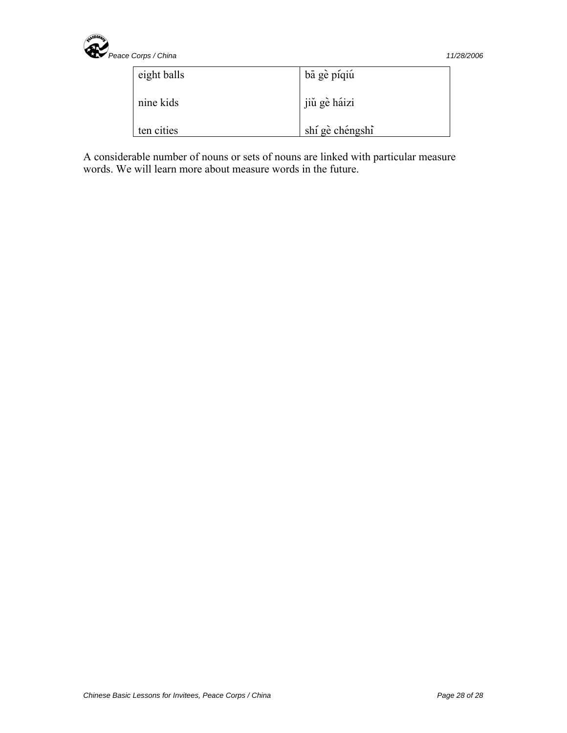| | |
|---|---|
| eight balls | bā gè píqiú |
| nine kids | jiǔ gè háizi |
| ten cities | shí gè chéngshì |

A considerable number of nouns or sets of nouns are linked with particular measure words. We will learn more about measure words in the future.